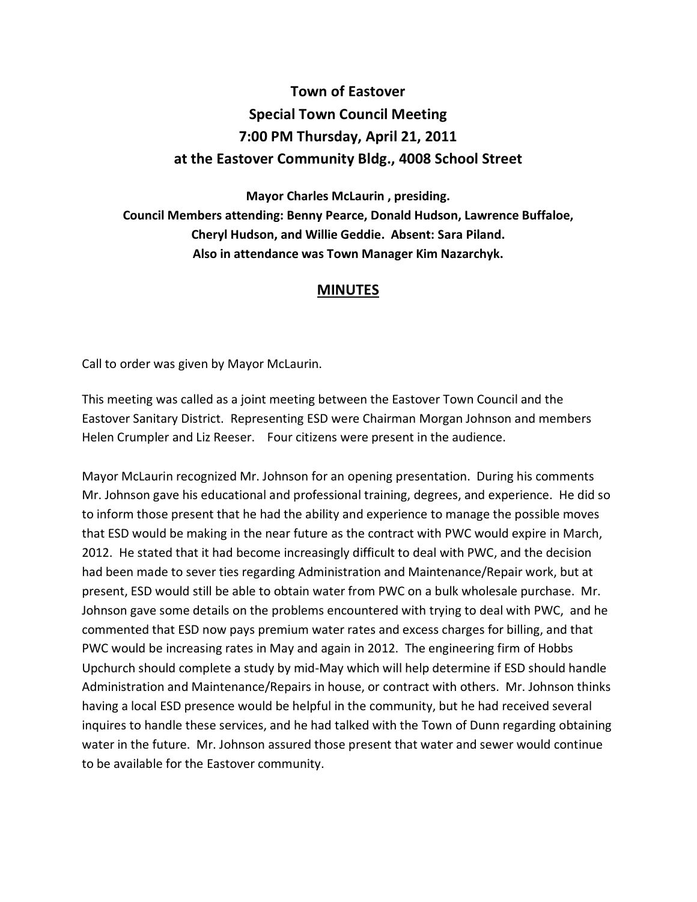# Town of Eastover
## Special Town Council Meeting
## 7:00 PM Thursday, April 21, 2011
## at the Eastover Community Bldg., 4008 School Street

**Mayor Charles McLaurin , presiding.**
**Council Members attending: Benny Pearce, Donald Hudson, Lawrence Buffaloe, Cheryl Hudson, and Willie Geddie. Absent: Sara Piland.**
**Also in attendance was Town Manager Kim Nazarchyk.**

## MINUTES

Call to order was given by Mayor McLaurin.

This meeting was called as a joint meeting between the Eastover Town Council and the Eastover Sanitary District. Representing ESD were Chairman Morgan Johnson and members Helen Crumpler and Liz Reeser. Four citizens were present in the audience.

Mayor McLaurin recognized Mr. Johnson for an opening presentation. During his comments Mr. Johnson gave his educational and professional training, degrees, and experience. He did so to inform those present that he had the ability and experience to manage the possible moves that ESD would be making in the near future as the contract with PWC would expire in March, 2012. He stated that it had become increasingly difficult to deal with PWC, and the decision had been made to sever ties regarding Administration and Maintenance/Repair work, but at present, ESD would still be able to obtain water from PWC on a bulk wholesale purchase. Mr. Johnson gave some details on the problems encountered with trying to deal with PWC, and he commented that ESD now pays premium water rates and excess charges for billing, and that PWC would be increasing rates in May and again in 2012. The engineering firm of Hobbs Upchurch should complete a study by mid-May which will help determine if ESD should handle Administration and Maintenance/Repairs in house, or contract with others. Mr. Johnson thinks having a local ESD presence would be helpful in the community, but he had received several inquires to handle these services, and he had talked with the Town of Dunn regarding obtaining water in the future. Mr. Johnson assured those present that water and sewer would continue to be available for the Eastover community.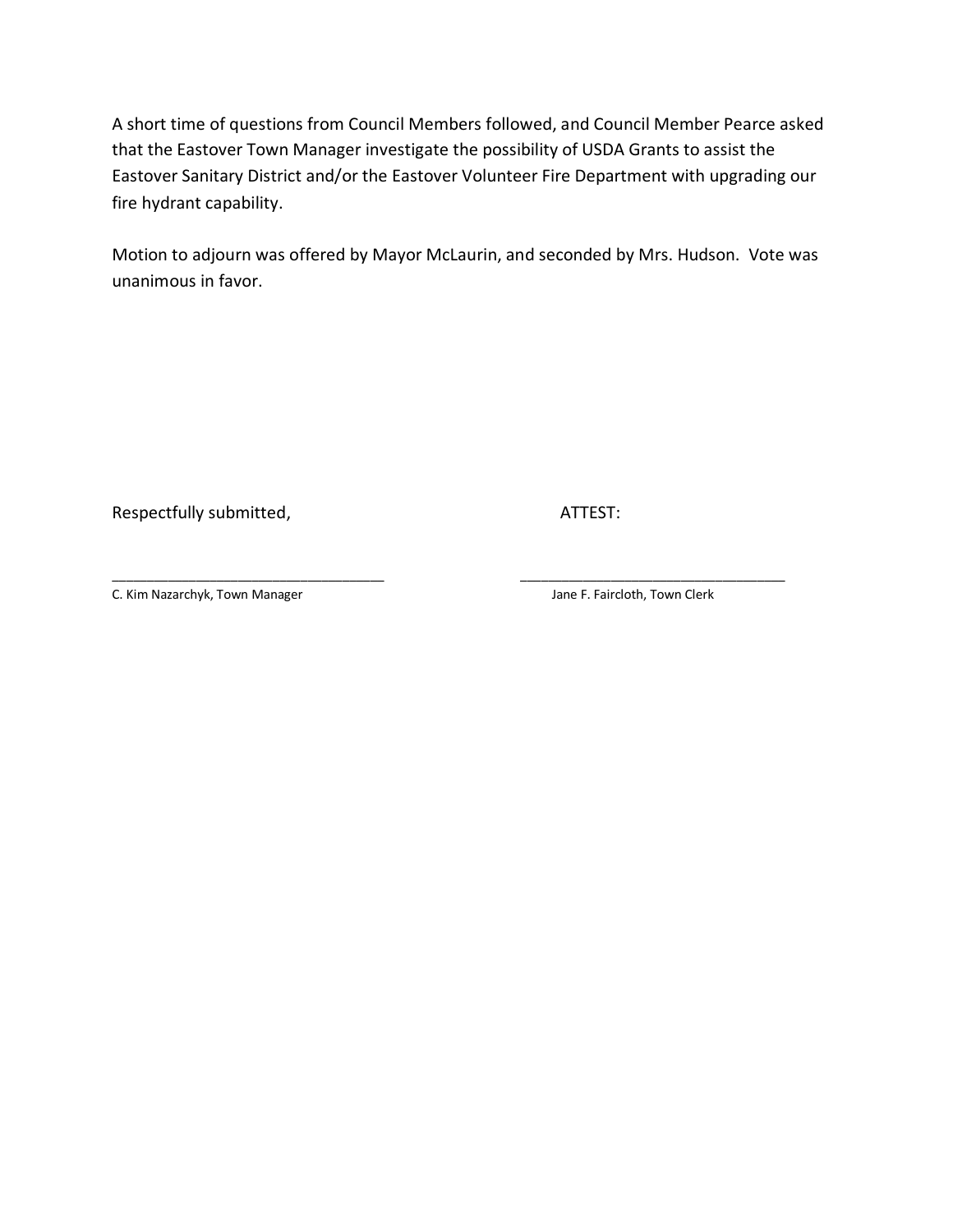A short time of questions from Council Members followed, and Council Member Pearce asked that the Eastover Town Manager investigate the possibility of USDA Grants to assist the Eastover Sanitary District and/or the Eastover Volunteer Fire Department with upgrading our fire hydrant capability.

Motion to adjourn was offered by Mayor McLaurin, and seconded by Mrs. Hudson. Vote was unanimous in favor.

Respectfully submitted,

\_\_\_\_\_\_\_\_\_\_\_\_\_\_\_\_\_\_\_\_\_\_\_\_\_\_\_\_\_\_\_\_\_\_

C. Kim Nazarchyk, Town Manager

ATTEST:

\_\_\_\_\_\_\_\_\_\_\_\_\_\_\_\_\_\_\_\_\_\_\_\_\_\_\_\_\_\_\_\_\_\_

Jane F. Faircloth, Town Clerk